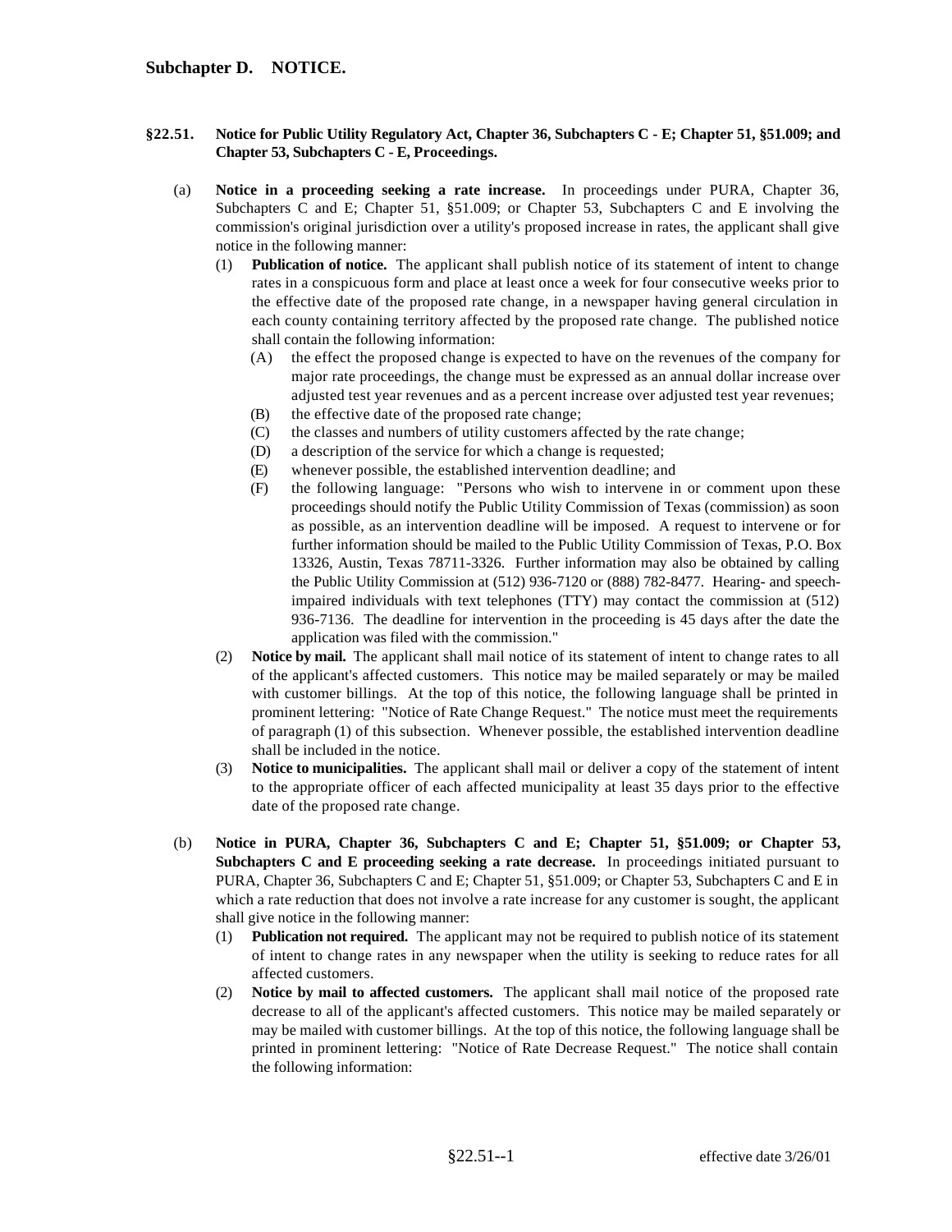## Subchapter D. NOTICE.

### §22.51. Notice for Public Utility Regulatory Act, Chapter 36, Subchapters C - E; Chapter 51, §51.009; and Chapter 53, Subchapters C - E, Proceedings.

(a) **Notice in a proceeding seeking a rate increase.** In proceedings under PURA, Chapter 36, Subchapters C and E; Chapter 51, §51.009; or Chapter 53, Subchapters C and E involving the commission's original jurisdiction over a utility's proposed increase in rates, the applicant shall give notice in the following manner:

(1) **Publication of notice.** The applicant shall publish notice of its statement of intent to change rates in a conspicuous form and place at least once a week for four consecutive weeks prior to the effective date of the proposed rate change, in a newspaper having general circulation in each county containing territory affected by the proposed rate change. The published notice shall contain the following information:

(A) the effect the proposed change is expected to have on the revenues of the company for major rate proceedings, the change must be expressed as an annual dollar increase over adjusted test year revenues and as a percent increase over adjusted test year revenues;

(B) the effective date of the proposed rate change;

(C) the classes and numbers of utility customers affected by the rate change;

(D) a description of the service for which a change is requested;

(E) whenever possible, the established intervention deadline; and

(F) the following language: "Persons who wish to intervene in or comment upon these proceedings should notify the Public Utility Commission of Texas (commission) as soon as possible, as an intervention deadline will be imposed. A request to intervene or for further information should be mailed to the Public Utility Commission of Texas, P.O. Box 13326, Austin, Texas 78711-3326. Further information may also be obtained by calling the Public Utility Commission at (512) 936-7120 or (888) 782-8477. Hearing- and speech-impaired individuals with text telephones (TTY) may contact the commission at (512) 936-7136. The deadline for intervention in the proceeding is 45 days after the date the application was filed with the commission."

(2) **Notice by mail.** The applicant shall mail notice of its statement of intent to change rates to all of the applicant's affected customers. This notice may be mailed separately or may be mailed with customer billings. At the top of this notice, the following language shall be printed in prominent lettering: "Notice of Rate Change Request." The notice must meet the requirements of paragraph (1) of this subsection. Whenever possible, the established intervention deadline shall be included in the notice.

(3) **Notice to municipalities.** The applicant shall mail or deliver a copy of the statement of intent to the appropriate officer of each affected municipality at least 35 days prior to the effective date of the proposed rate change.

(b) **Notice in PURA, Chapter 36, Subchapters C and E; Chapter 51, §51.009; or Chapter 53, Subchapters C and E proceeding seeking a rate decrease.** In proceedings initiated pursuant to PURA, Chapter 36, Subchapters C and E; Chapter 51, §51.009; or Chapter 53, Subchapters C and E in which a rate reduction that does not involve a rate increase for any customer is sought, the applicant shall give notice in the following manner:

(1) **Publication not required.** The applicant may not be required to publish notice of its statement of intent to change rates in any newspaper when the utility is seeking to reduce rates for all affected customers.

(2) **Notice by mail to affected customers.** The applicant shall mail notice of the proposed rate decrease to all of the applicant's affected customers. This notice may be mailed separately or may be mailed with customer billings. At the top of this notice, the following language shall be printed in prominent lettering: "Notice of Rate Decrease Request." The notice shall contain the following information: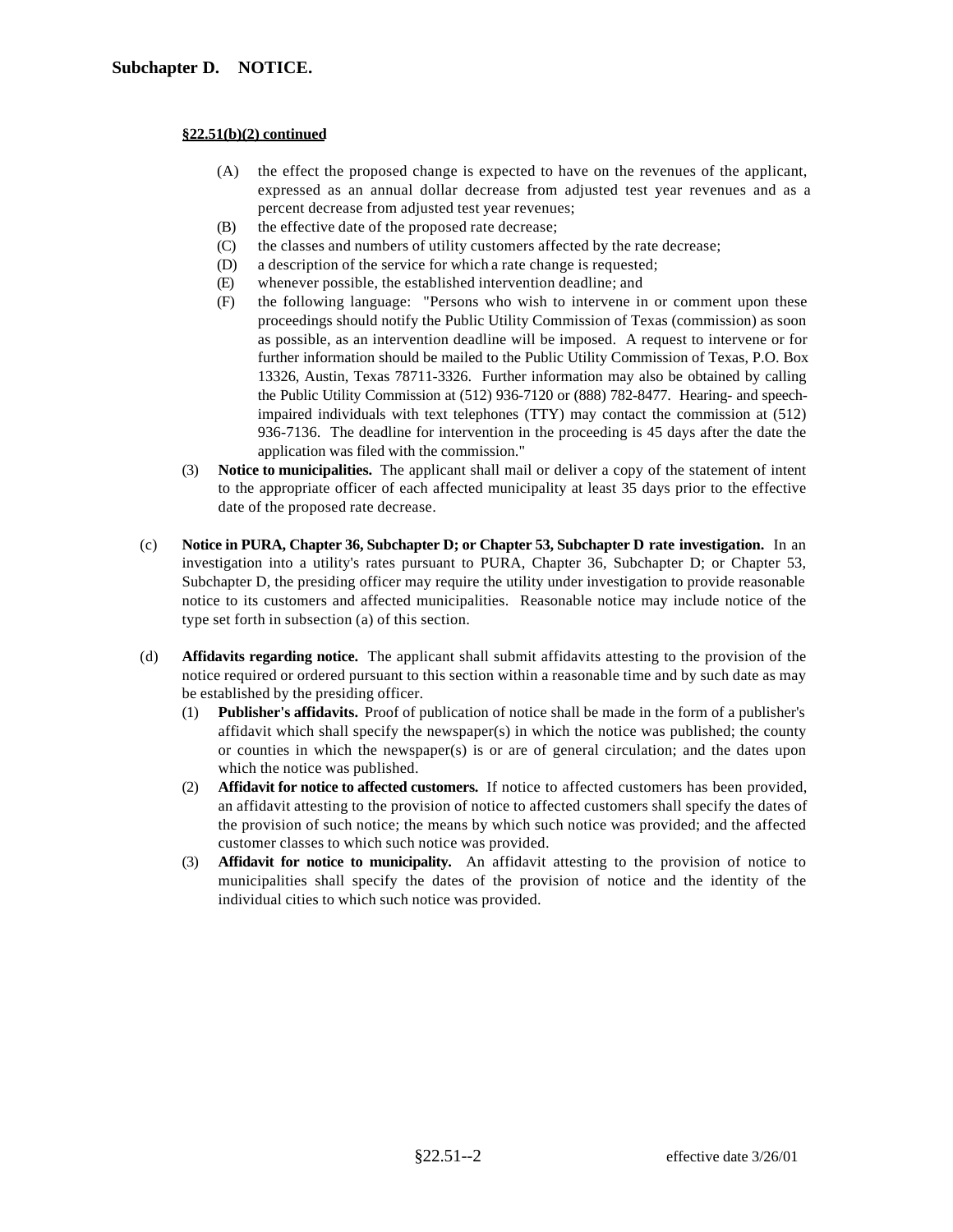**§22.51(b)(2) continued**

(A) the effect the proposed change is expected to have on the revenues of the applicant, expressed as an annual dollar decrease from adjusted test year revenues and as a percent decrease from adjusted test year revenues;

(B) the effective date of the proposed rate decrease;

(C) the classes and numbers of utility customers affected by the rate decrease;

(D) a description of the service for which a rate change is requested;

(E) whenever possible, the established intervention deadline; and

(F) the following language: "Persons who wish to intervene in or comment upon these proceedings should notify the Public Utility Commission of Texas (commission) as soon as possible, as an intervention deadline will be imposed. A request to intervene or for further information should be mailed to the Public Utility Commission of Texas, P.O. Box 13326, Austin, Texas 78711-3326. Further information may also be obtained by calling the Public Utility Commission at (512) 936-7120 or (888) 782-8477. Hearing- and speech-impaired individuals with text telephones (TTY) may contact the commission at (512) 936-7136. The deadline for intervention in the proceeding is 45 days after the date the application was filed with the commission."

(3) **Notice to municipalities.** The applicant shall mail or deliver a copy of the statement of intent to the appropriate officer of each affected municipality at least 35 days prior to the effective date of the proposed rate decrease.

(c) **Notice in PURA, Chapter 36, Subchapter D; or Chapter 53, Subchapter D rate investigation.** In an investigation into a utility's rates pursuant to PURA, Chapter 36, Subchapter D; or Chapter 53, Subchapter D, the presiding officer may require the utility under investigation to provide reasonable notice to its customers and affected municipalities. Reasonable notice may include notice of the type set forth in subsection (a) of this section.

(d) **Affidavits regarding notice.** The applicant shall submit affidavits attesting to the provision of the notice required or ordered pursuant to this section within a reasonable time and by such date as may be established by the presiding officer.

(1) **Publisher's affidavits.** Proof of publication of notice shall be made in the form of a publisher's affidavit which shall specify the newspaper(s) in which the notice was published; the county or counties in which the newspaper(s) is or are of general circulation; and the dates upon which the notice was published.

(2) **Affidavit for notice to affected customers.** If notice to affected customers has been provided, an affidavit attesting to the provision of notice to affected customers shall specify the dates of the provision of such notice; the means by which such notice was provided; and the affected customer classes to which such notice was provided.

(3) **Affidavit for notice to municipality.** An affidavit attesting to the provision of notice to municipalities shall specify the dates of the provision of notice and the identity of the individual cities to which such notice was provided.